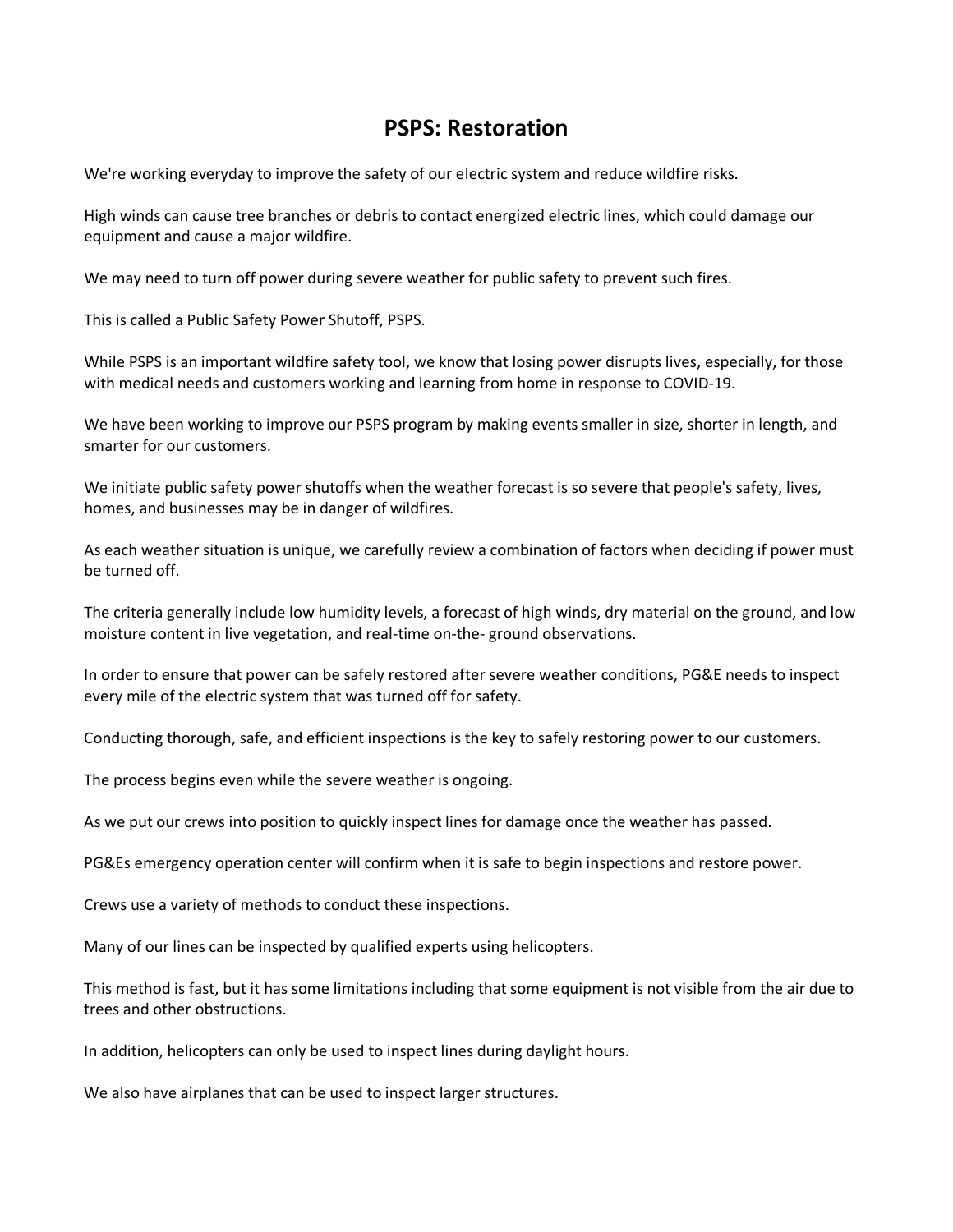# PSPS: Restoration

We're working everyday to improve the safety of our electric system and reduce wildfire risks.

High winds can cause tree branches or debris to contact energized electric lines, which could damage our equipment and cause a major wildfire.

We may need to turn off power during severe weather for public safety to prevent such fires.

This is called a Public Safety Power Shutoff, PSPS.

While PSPS is an important wildfire safety tool, we know that losing power disrupts lives, especially, for those with medical needs and customers working and learning from home in response to COVID-19.

We have been working to improve our PSPS program by making events smaller in size, shorter in length, and smarter for our customers.

We initiate public safety power shutoffs when the weather forecast is so severe that people's safety, lives, homes, and businesses may be in danger of wildfires.

As each weather situation is unique, we carefully review a combination of factors when deciding if power must be turned off.

The criteria generally include low humidity levels, a forecast of high winds, dry material on the ground, and low moisture content in live vegetation, and real-time on-the- ground observations.

In order to ensure that power can be safely restored after severe weather conditions, PG&E needs to inspect every mile of the electric system that was turned off for safety.

Conducting thorough, safe, and efficient inspections is the key to safely restoring power to our customers.

The process begins even while the severe weather is ongoing.

As we put our crews into position to quickly inspect lines for damage once the weather has passed.

PG&Es emergency operation center will confirm when it is safe to begin inspections and restore power.

Crews use a variety of methods to conduct these inspections.

Many of our lines can be inspected by qualified experts using helicopters.

This method is fast, but it has some limitations including that some equipment is not visible from the air due to trees and other obstructions.

In addition, helicopters can only be used to inspect lines during daylight hours.

We also have airplanes that can be used to inspect larger structures.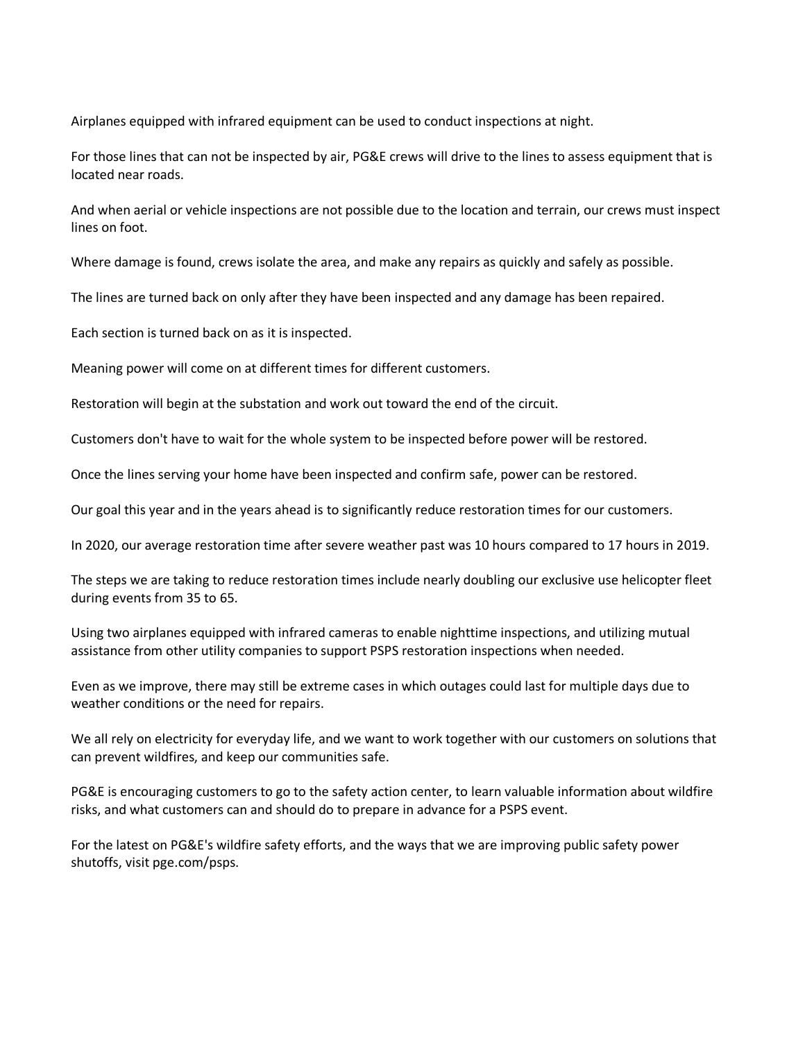Airplanes equipped with infrared equipment can be used to conduct inspections at night.

For those lines that can not be inspected by air, PG&E crews will drive to the lines to assess equipment that is located near roads.

And when aerial or vehicle inspections are not possible due to the location and terrain, our crews must inspect lines on foot.

Where damage is found, crews isolate the area, and make any repairs as quickly and safely as possible.

The lines are turned back on only after they have been inspected and any damage has been repaired.

Each section is turned back on as it is inspected.

Meaning power will come on at different times for different customers.

Restoration will begin at the substation and work out toward the end of the circuit.

Customers don't have to wait for the whole system to be inspected before power will be restored.

Once the lines serving your home have been inspected and confirm safe, power can be restored.

Our goal this year and in the years ahead is to significantly reduce restoration times for our customers.

In 2020, our average restoration time after severe weather past was 10 hours compared to 17 hours in 2019.

The steps we are taking to reduce restoration times include nearly doubling our exclusive use helicopter fleet during events from 35 to 65.

Using two airplanes equipped with infrared cameras to enable nighttime inspections, and utilizing mutual assistance from other utility companies to support PSPS restoration inspections when needed.

Even as we improve, there may still be extreme cases in which outages could last for multiple days due to weather conditions or the need for repairs.

We all rely on electricity for everyday life, and we want to work together with our customers on solutions that can prevent wildfires, and keep our communities safe.

PG&E is encouraging customers to go to the safety action center, to learn valuable information about wildfire risks, and what customers can and should do to prepare in advance for a PSPS event.

For the latest on PG&E's wildfire safety efforts, and the ways that we are improving public safety power shutoffs, visit pge.com/psps.